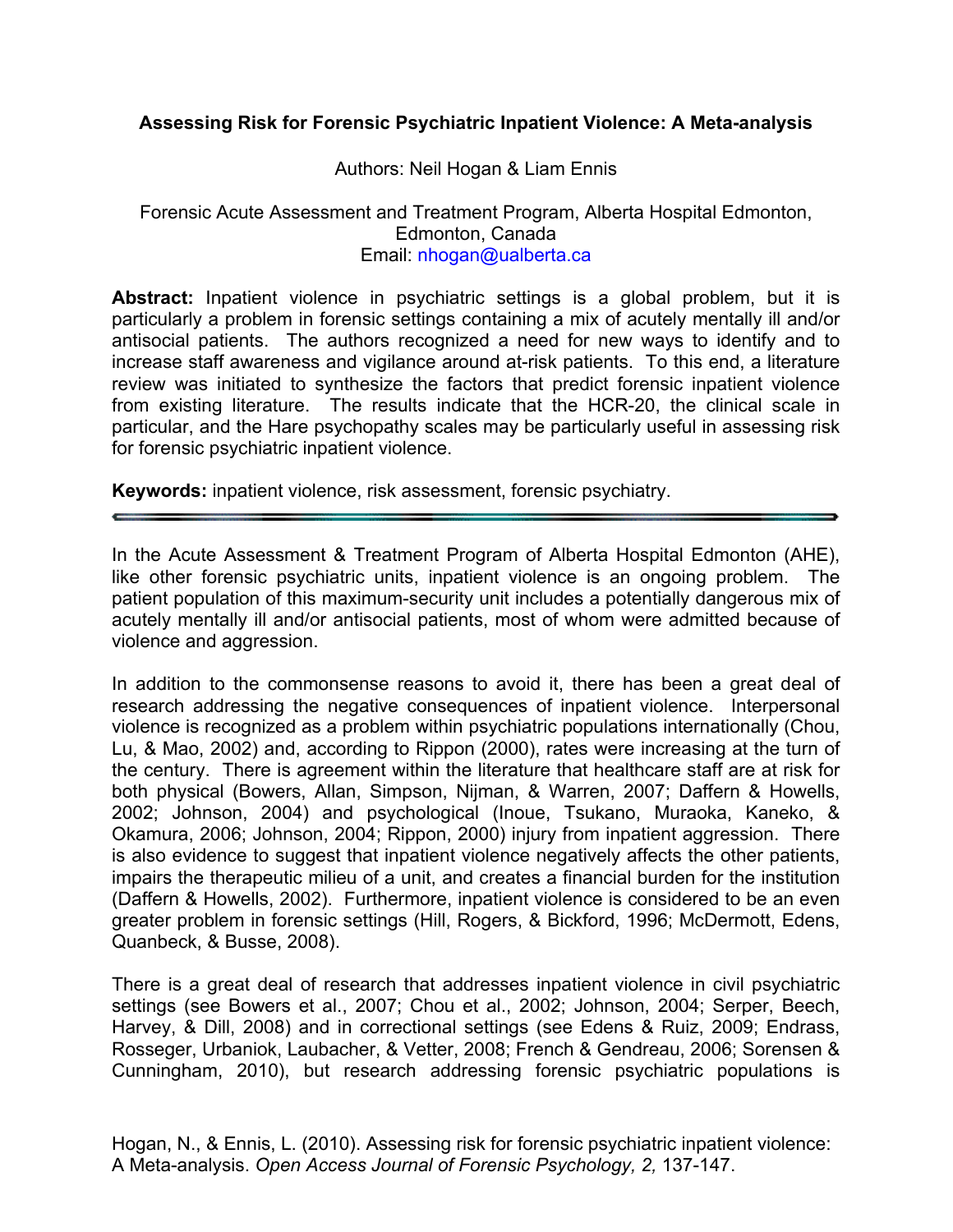# Assessing Risk for Forensic Psychiatric Inpatient Violence: A Meta-analysis

Authors: Neil Hogan & Liam Ennis

Forensic Acute Assessment and Treatment Program, Alberta Hospital Edmonton, Edmonton, Canada
Email: nhogan@ualberta.ca

**Abstract:** Inpatient violence in psychiatric settings is a global problem, but it is particularly a problem in forensic settings containing a mix of acutely mentally ill and/or antisocial patients. The authors recognized a need for new ways to identify and to increase staff awareness and vigilance around at-risk patients. To this end, a literature review was initiated to synthesize the factors that predict forensic inpatient violence from existing literature. The results indicate that the HCR-20, the clinical scale in particular, and the Hare psychopathy scales may be particularly useful in assessing risk for forensic psychiatric inpatient violence.

**Keywords:** inpatient violence, risk assessment, forensic psychiatry.

---

In the Acute Assessment & Treatment Program of Alberta Hospital Edmonton (AHE), like other forensic psychiatric units, inpatient violence is an ongoing problem. The patient population of this maximum-security unit includes a potentially dangerous mix of acutely mentally ill and/or antisocial patients, most of whom were admitted because of violence and aggression.

In addition to the commonsense reasons to avoid it, there has been a great deal of research addressing the negative consequences of inpatient violence. Interpersonal violence is recognized as a problem within psychiatric populations internationally (Chou, Lu, & Mao, 2002) and, according to Rippon (2000), rates were increasing at the turn of the century. There is agreement within the literature that healthcare staff are at risk for both physical (Bowers, Allan, Simpson, Nijman, & Warren, 2007; Daffern & Howells, 2002; Johnson, 2004) and psychological (Inoue, Tsukano, Muraoka, Kaneko, & Okamura, 2006; Johnson, 2004; Rippon, 2000) injury from inpatient aggression. There is also evidence to suggest that inpatient violence negatively affects the other patients, impairs the therapeutic milieu of a unit, and creates a financial burden for the institution (Daffern & Howells, 2002). Furthermore, inpatient violence is considered to be an even greater problem in forensic settings (Hill, Rogers, & Bickford, 1996; McDermott, Edens, Quanbeck, & Busse, 2008).

There is a great deal of research that addresses inpatient violence in civil psychiatric settings (see Bowers et al., 2007; Chou et al., 2002; Johnson, 2004; Serper, Beech, Harvey, & Dill, 2008) and in correctional settings (see Edens & Ruiz, 2009; Endrass, Rosseger, Urbaniok, Laubacher, & Vetter, 2008; French & Gendreau, 2006; Sorensen & Cunningham, 2010), but research addressing forensic psychiatric populations is

Hogan, N., & Ennis, L. (2010). Assessing risk for forensic psychiatric inpatient violence: A Meta-analysis. *Open Access Journal of Forensic Psychology, 2,* 137-147.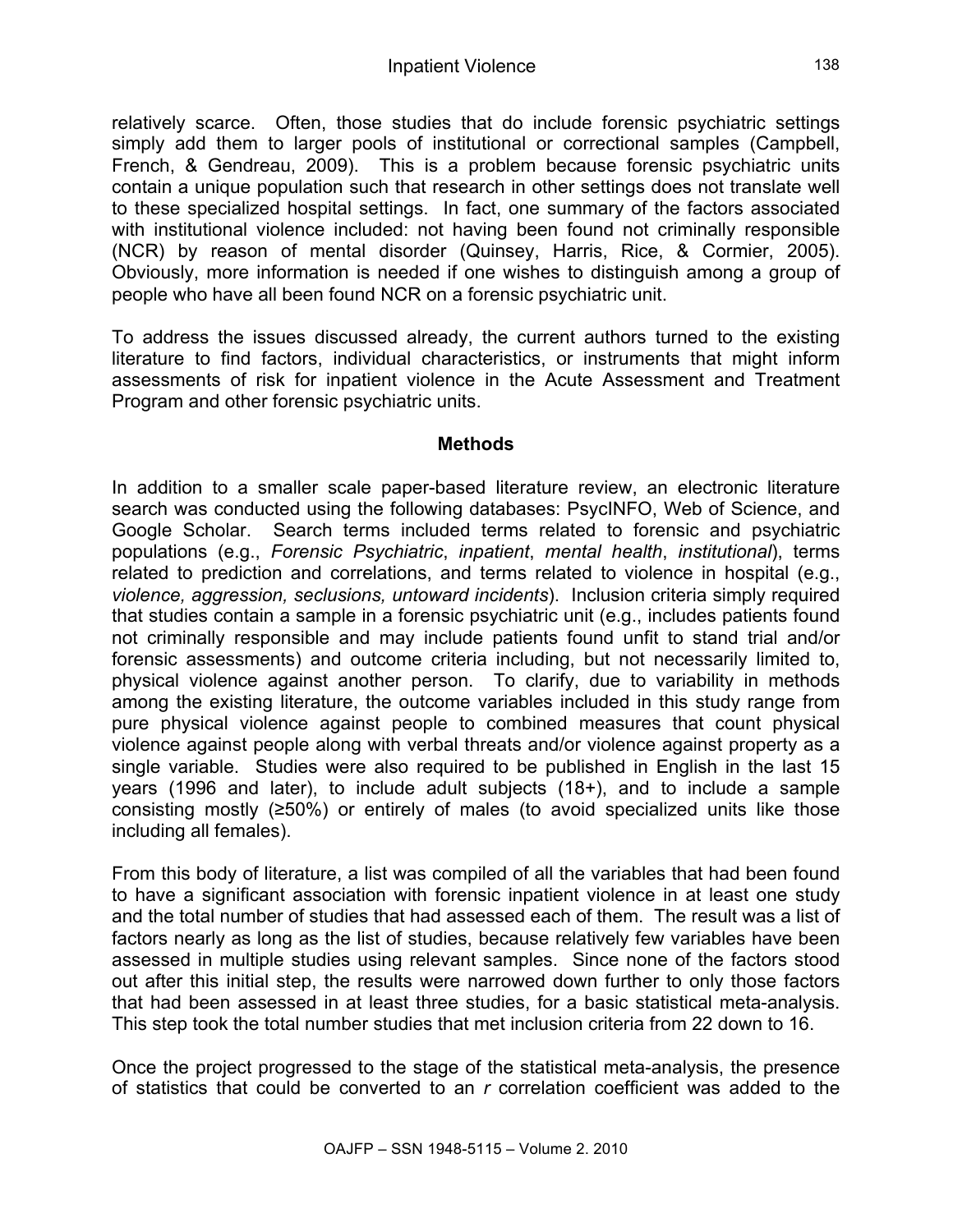relatively scarce. Often, those studies that do include forensic psychiatric settings simply add them to larger pools of institutional or correctional samples (Campbell, French, & Gendreau, 2009). This is a problem because forensic psychiatric units contain a unique population such that research in other settings does not translate well to these specialized hospital settings. In fact, one summary of the factors associated with institutional violence included: not having been found not criminally responsible (NCR) by reason of mental disorder (Quinsey, Harris, Rice, & Cormier, 2005). Obviously, more information is needed if one wishes to distinguish among a group of people who have all been found NCR on a forensic psychiatric unit.

To address the issues discussed already, the current authors turned to the existing literature to find factors, individual characteristics, or instruments that might inform assessments of risk for inpatient violence in the Acute Assessment and Treatment Program and other forensic psychiatric units.

## Methods

In addition to a smaller scale paper-based literature review, an electronic literature search was conducted using the following databases: PsycINFO, Web of Science, and Google Scholar. Search terms included terms related to forensic and psychiatric populations (e.g., *Forensic Psychiatric*, *inpatient*, *mental health*, *institutional*), terms related to prediction and correlations, and terms related to violence in hospital (e.g., *violence, aggression, seclusions, untoward incidents*). Inclusion criteria simply required that studies contain a sample in a forensic psychiatric unit (e.g., includes patients found not criminally responsible and may include patients found unfit to stand trial and/or forensic assessments) and outcome criteria including, but not necessarily limited to, physical violence against another person. To clarify, due to variability in methods among the existing literature, the outcome variables included in this study range from pure physical violence against people to combined measures that count physical violence against people along with verbal threats and/or violence against property as a single variable. Studies were also required to be published in English in the last 15 years (1996 and later), to include adult subjects (18+), and to include a sample consisting mostly (≥50%) or entirely of males (to avoid specialized units like those including all females).

From this body of literature, a list was compiled of all the variables that had been found to have a significant association with forensic inpatient violence in at least one study and the total number of studies that had assessed each of them. The result was a list of factors nearly as long as the list of studies, because relatively few variables have been assessed in multiple studies using relevant samples. Since none of the factors stood out after this initial step, the results were narrowed down further to only those factors that had been assessed in at least three studies, for a basic statistical meta-analysis. This step took the total number studies that met inclusion criteria from 22 down to 16.

Once the project progressed to the stage of the statistical meta-analysis, the presence of statistics that could be converted to an *r* correlation coefficient was added to the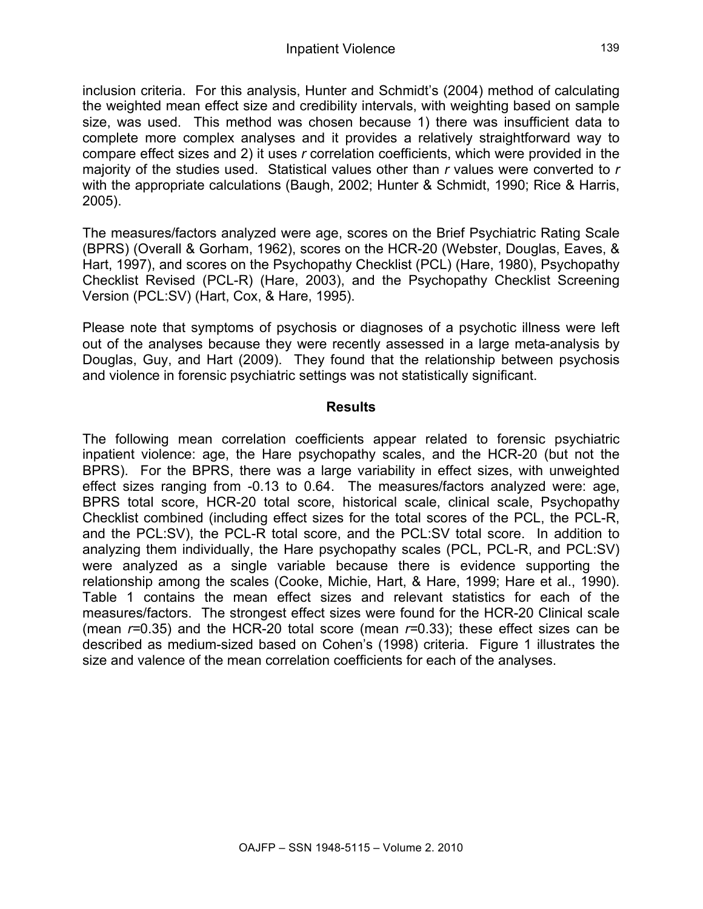inclusion criteria. For this analysis, Hunter and Schmidt's (2004) method of calculating the weighted mean effect size and credibility intervals, with weighting based on sample size, was used. This method was chosen because 1) there was insufficient data to complete more complex analyses and it provides a relatively straightforward way to compare effect sizes and 2) it uses *r* correlation coefficients, which were provided in the majority of the studies used. Statistical values other than *r* values were converted to *r* with the appropriate calculations (Baugh, 2002; Hunter & Schmidt, 1990; Rice & Harris, 2005).

The measures/factors analyzed were age, scores on the Brief Psychiatric Rating Scale (BPRS) (Overall & Gorham, 1962), scores on the HCR-20 (Webster, Douglas, Eaves, & Hart, 1997), and scores on the Psychopathy Checklist (PCL) (Hare, 1980), Psychopathy Checklist Revised (PCL-R) (Hare, 2003), and the Psychopathy Checklist Screening Version (PCL:SV) (Hart, Cox, & Hare, 1995).

Please note that symptoms of psychosis or diagnoses of a psychotic illness were left out of the analyses because they were recently assessed in a large meta-analysis by Douglas, Guy, and Hart (2009). They found that the relationship between psychosis and violence in forensic psychiatric settings was not statistically significant.

## Results

The following mean correlation coefficients appear related to forensic psychiatric inpatient violence: age, the Hare psychopathy scales, and the HCR-20 (but not the BPRS). For the BPRS, there was a large variability in effect sizes, with unweighted effect sizes ranging from -0.13 to 0.64. The measures/factors analyzed were: age, BPRS total score, HCR-20 total score, historical scale, clinical scale, Psychopathy Checklist combined (including effect sizes for the total scores of the PCL, the PCL-R, and the PCL:SV), the PCL-R total score, and the PCL:SV total score. In addition to analyzing them individually, the Hare psychopathy scales (PCL, PCL-R, and PCL:SV) were analyzed as a single variable because there is evidence supporting the relationship among the scales (Cooke, Michie, Hart, & Hare, 1999; Hare et al., 1990). Table 1 contains the mean effect sizes and relevant statistics for each of the measures/factors. The strongest effect sizes were found for the HCR-20 Clinical scale (mean $r$=0.35) and the HCR-20 total score (mean $r$=0.33); these effect sizes can be described as medium-sized based on Cohen's (1998) criteria. Figure 1 illustrates the size and valence of the mean correlation coefficients for each of the analyses.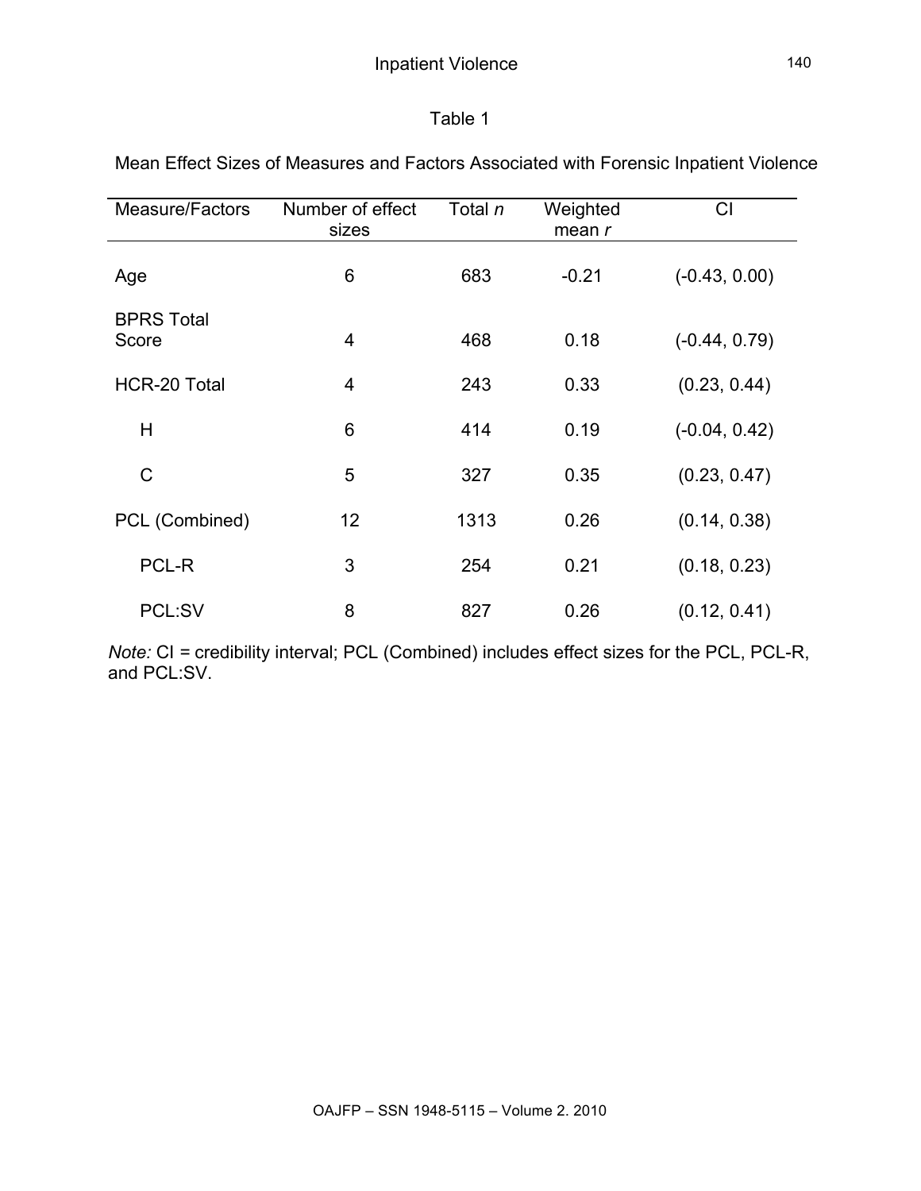Table 1

Mean Effect Sizes of Measures and Factors Associated with Forensic Inpatient Violence

| Measure/Factors | Number of effect sizes | Total *n* | Weighted mean *r* | CI |
|---|---|---|---|---|
| Age | 6 | 683 | -0.21 | (-0.43, 0.00) |
| BPRS Total Score | 4 | 468 | 0.18 | (-0.44, 0.79) |
| HCR-20 Total | 4 | 243 | 0.33 | (0.23, 0.44) |
| H | 6 | 414 | 0.19 | (-0.04, 0.42) |
| C | 5 | 327 | 0.35 | (0.23, 0.47) |
| PCL (Combined) | 12 | 1313 | 0.26 | (0.14, 0.38) |
| PCL-R | 3 | 254 | 0.21 | (0.18, 0.23) |
| PCL:SV | 8 | 827 | 0.26 | (0.12, 0.41) |

*Note:* CI = credibility interval; PCL (Combined) includes effect sizes for the PCL, PCL-R, and PCL:SV.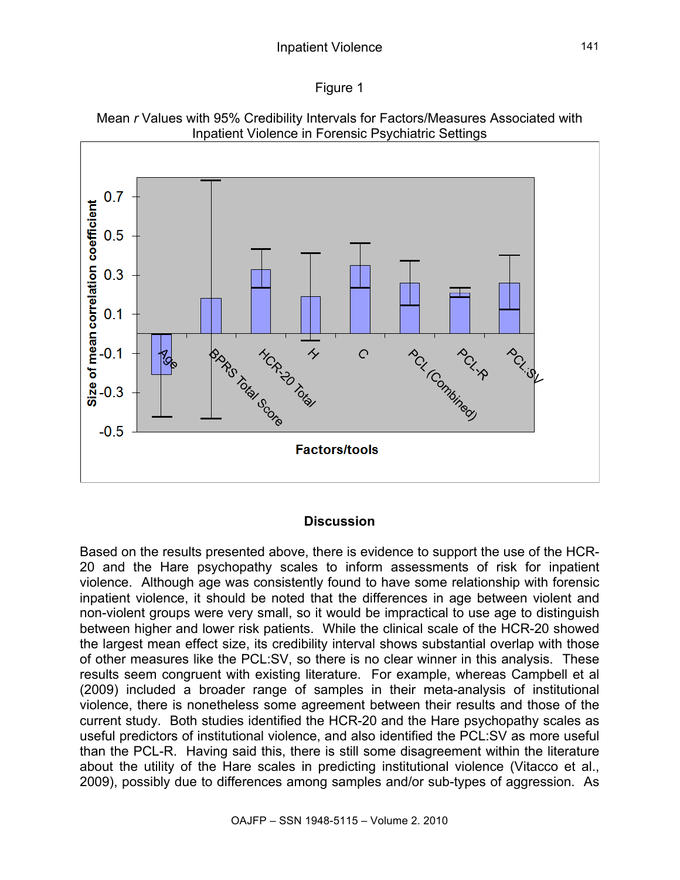Figure 1

Mean *r* Values with 95% Credibility Intervals for Factors/Measures Associated with Inpatient Violence in Forensic Psychiatric Settings

## Discussion

Based on the results presented above, there is evidence to support the use of the HCR-20 and the Hare psychopathy scales to inform assessments of risk for inpatient violence. Although age was consistently found to have some relationship with forensic inpatient violence, it should be noted that the differences in age between violent and non-violent groups were very small, so it would be impractical to use age to distinguish between higher and lower risk patients. While the clinical scale of the HCR-20 showed the largest mean effect size, its credibility interval shows substantial overlap with those of other measures like the PCL:SV, so there is no clear winner in this analysis. These results seem congruent with existing literature. For example, whereas Campbell et al (2009) included a broader range of samples in their meta-analysis of institutional violence, there is nonetheless some agreement between their results and those of the current study. Both studies identified the HCR-20 and the Hare psychopathy scales as useful predictors of institutional violence, and also identified the PCL:SV as more useful than the PCL-R. Having said this, there is still some disagreement within the literature about the utility of the Hare scales in predicting institutional violence (Vitacco et al., 2009), possibly due to differences among samples and/or sub-types of aggression. As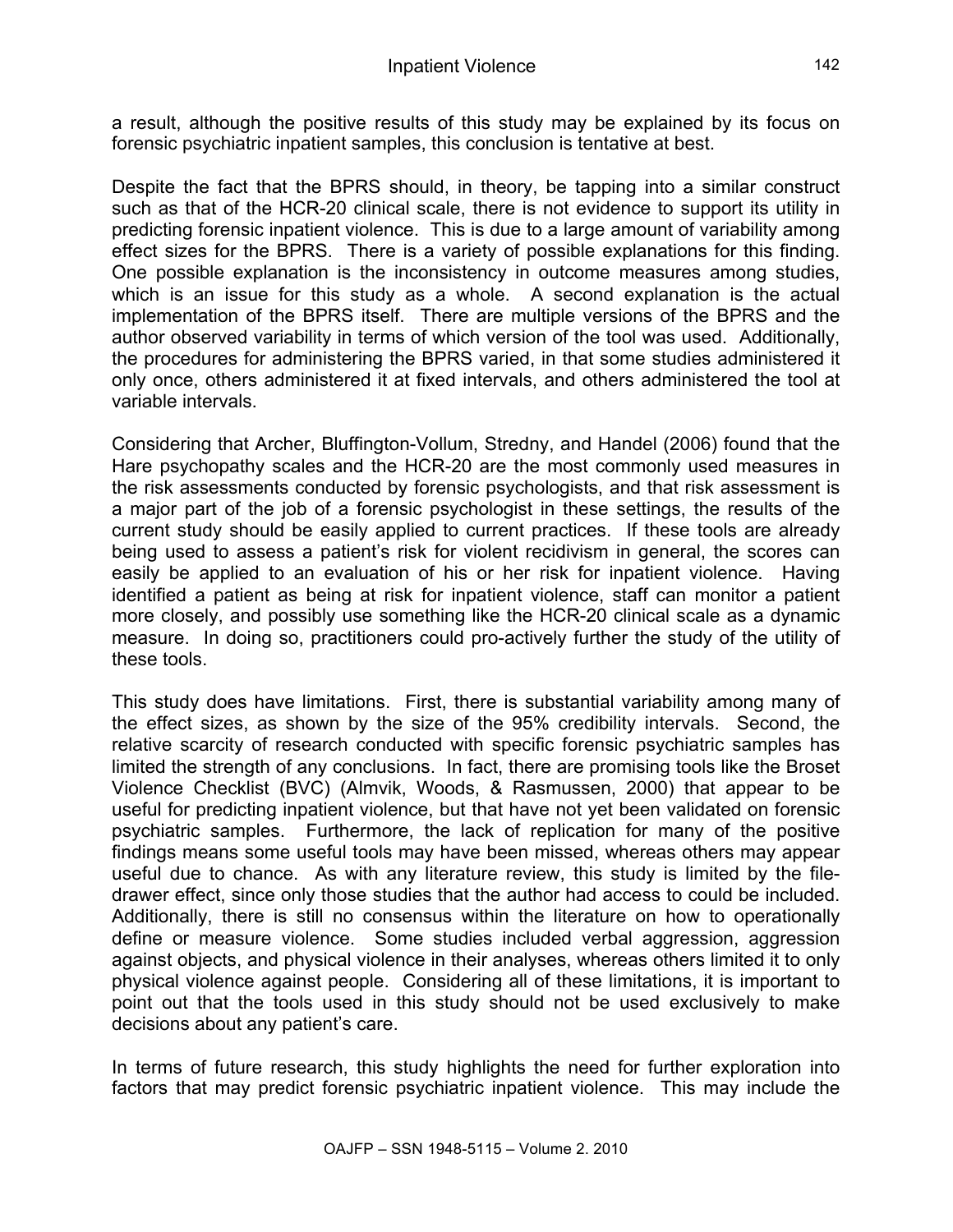a result, although the positive results of this study may be explained by its focus on forensic psychiatric inpatient samples, this conclusion is tentative at best.

Despite the fact that the BPRS should, in theory, be tapping into a similar construct such as that of the HCR-20 clinical scale, there is not evidence to support its utility in predicting forensic inpatient violence. This is due to a large amount of variability among effect sizes for the BPRS. There is a variety of possible explanations for this finding. One possible explanation is the inconsistency in outcome measures among studies, which is an issue for this study as a whole. A second explanation is the actual implementation of the BPRS itself. There are multiple versions of the BPRS and the author observed variability in terms of which version of the tool was used. Additionally, the procedures for administering the BPRS varied, in that some studies administered it only once, others administered it at fixed intervals, and others administered the tool at variable intervals.

Considering that Archer, Bluffington-Vollum, Stredny, and Handel (2006) found that the Hare psychopathy scales and the HCR-20 are the most commonly used measures in the risk assessments conducted by forensic psychologists, and that risk assessment is a major part of the job of a forensic psychologist in these settings, the results of the current study should be easily applied to current practices. If these tools are already being used to assess a patient's risk for violent recidivism in general, the scores can easily be applied to an evaluation of his or her risk for inpatient violence. Having identified a patient as being at risk for inpatient violence, staff can monitor a patient more closely, and possibly use something like the HCR-20 clinical scale as a dynamic measure. In doing so, practitioners could pro-actively further the study of the utility of these tools.

This study does have limitations. First, there is substantial variability among many of the effect sizes, as shown by the size of the 95% credibility intervals. Second, the relative scarcity of research conducted with specific forensic psychiatric samples has limited the strength of any conclusions. In fact, there are promising tools like the Broset Violence Checklist (BVC) (Almvik, Woods, & Rasmussen, 2000) that appear to be useful for predicting inpatient violence, but that have not yet been validated on forensic psychiatric samples. Furthermore, the lack of replication for many of the positive findings means some useful tools may have been missed, whereas others may appear useful due to chance. As with any literature review, this study is limited by the file-drawer effect, since only those studies that the author had access to could be included. Additionally, there is still no consensus within the literature on how to operationally define or measure violence. Some studies included verbal aggression, aggression against objects, and physical violence in their analyses, whereas others limited it to only physical violence against people. Considering all of these limitations, it is important to point out that the tools used in this study should not be used exclusively to make decisions about any patient's care.

In terms of future research, this study highlights the need for further exploration into factors that may predict forensic psychiatric inpatient violence. This may include the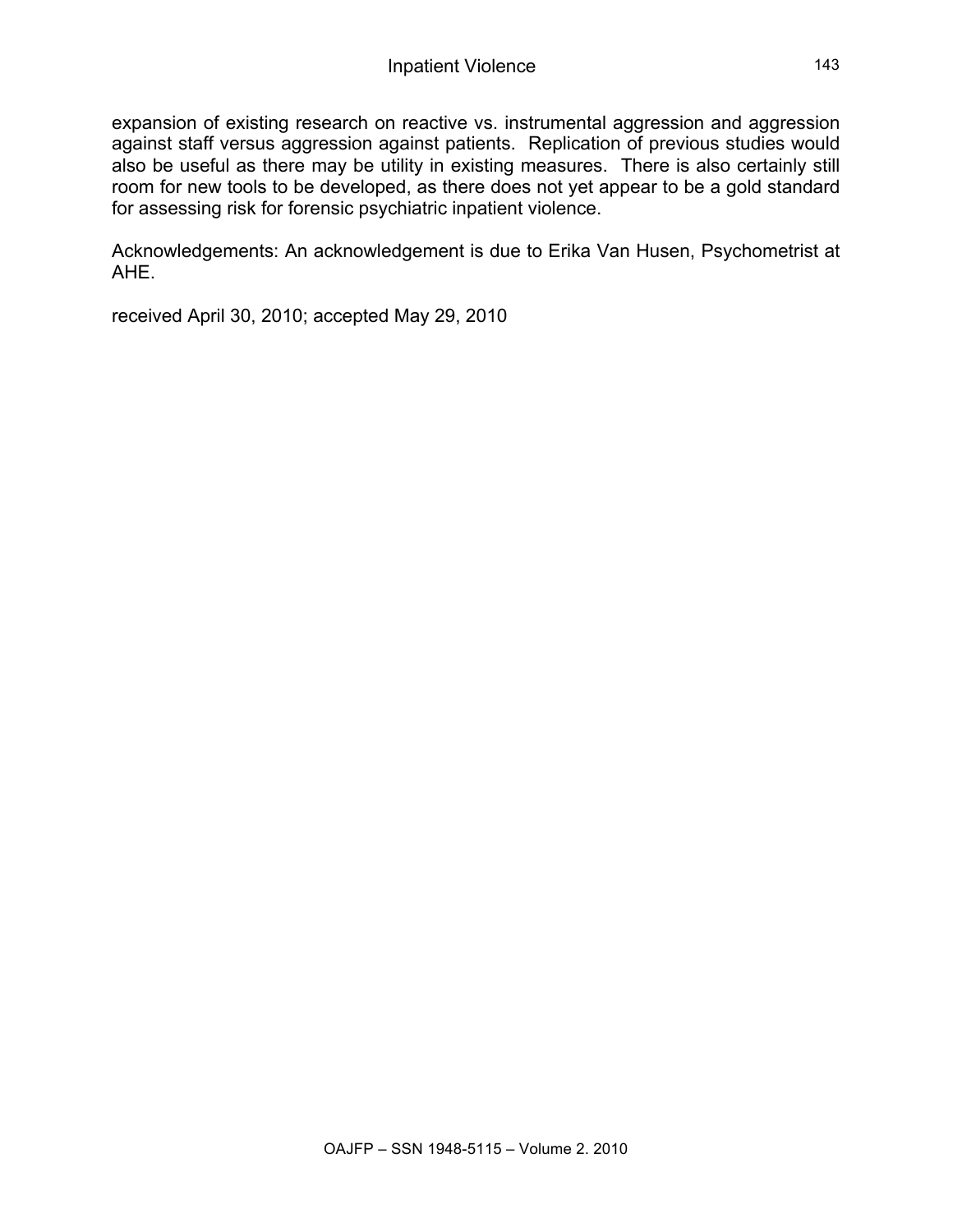expansion of existing research on reactive vs. instrumental aggression and aggression against staff versus aggression against patients. Replication of previous studies would also be useful as there may be utility in existing measures. There is also certainly still room for new tools to be developed, as there does not yet appear to be a gold standard for assessing risk for forensic psychiatric inpatient violence.

Acknowledgements: An acknowledgement is due to Erika Van Husen, Psychometrist at AHE.

received April 30, 2010; accepted May 29, 2010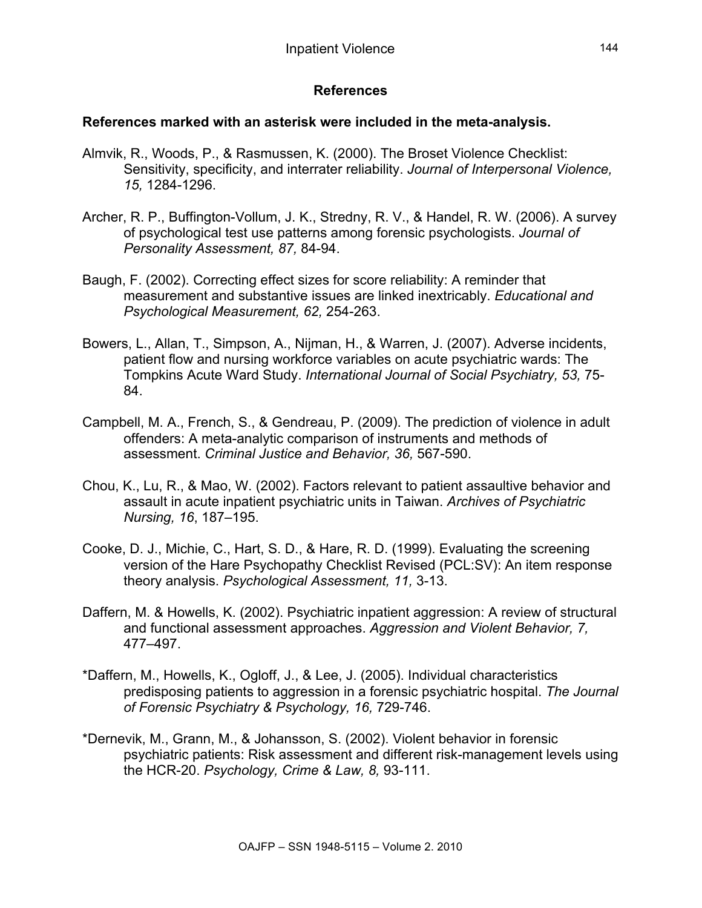## References

**References marked with an asterisk were included in the meta-analysis.**

Almvik, R., Woods, P., & Rasmussen, K. (2000). The Broset Violence Checklist: Sensitivity, specificity, and interrater reliability. *Journal of Interpersonal Violence, 15,* 1284-1296.

Archer, R. P., Buffington-Vollum, J. K., Stredny, R. V., & Handel, R. W. (2006). A survey of psychological test use patterns among forensic psychologists. *Journal of Personality Assessment, 87,* 84-94.

Baugh, F. (2002). Correcting effect sizes for score reliability: A reminder that measurement and substantive issues are linked inextricably. *Educational and Psychological Measurement, 62,* 254-263.

Bowers, L., Allan, T., Simpson, A., Nijman, H., & Warren, J. (2007). Adverse incidents, patient flow and nursing workforce variables on acute psychiatric wards: The Tompkins Acute Ward Study. *International Journal of Social Psychiatry, 53,* 75-84.

Campbell, M. A., French, S., & Gendreau, P. (2009). The prediction of violence in adult offenders: A meta-analytic comparison of instruments and methods of assessment. *Criminal Justice and Behavior, 36,* 567-590.

Chou, K., Lu, R., & Mao, W. (2002). Factors relevant to patient assaultive behavior and assault in acute inpatient psychiatric units in Taiwan. *Archives of Psychiatric Nursing, 16*, 187–195.

Cooke, D. J., Michie, C., Hart, S. D., & Hare, R. D. (1999). Evaluating the screening version of the Hare Psychopathy Checklist Revised (PCL:SV): An item response theory analysis. *Psychological Assessment, 11,* 3-13.

Daffern, M. & Howells, K. (2002). Psychiatric inpatient aggression: A review of structural and functional assessment approaches. *Aggression and Violent Behavior, 7,* 477–497.

*Daffern, M., Howells, K., Ogloff, J., & Lee, J. (2005). Individual characteristics predisposing patients to aggression in a forensic psychiatric hospital. *The Journal of Forensic Psychiatry & Psychology, 16,* 729-746.

*Dernevik, M., Grann, M., & Johansson, S. (2002). Violent behavior in forensic psychiatric patients: Risk assessment and different risk-management levels using the HCR-20. *Psychology, Crime & Law, 8,* 93-111.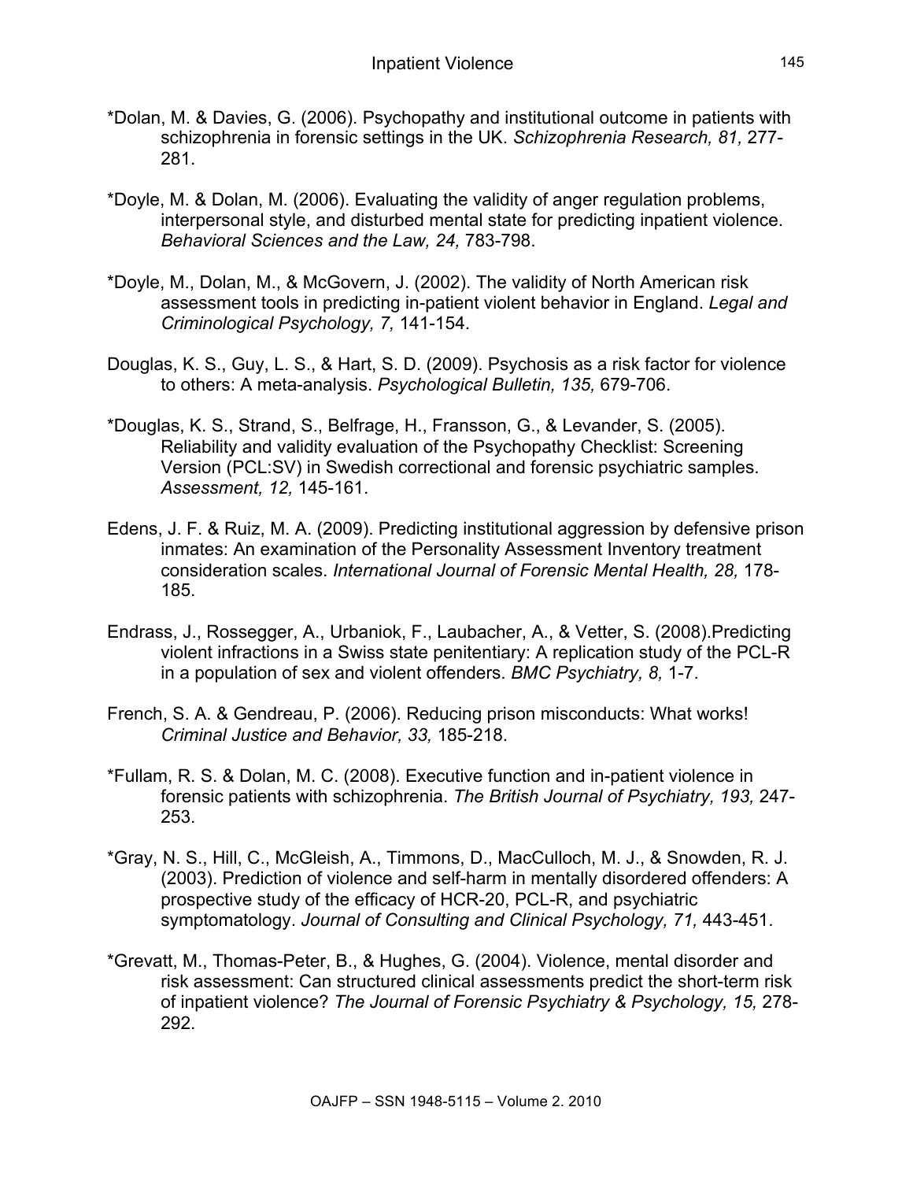*Dolan, M. & Davies, G. (2006). Psychopathy and institutional outcome in patients with schizophrenia in forensic settings in the UK. *Schizophrenia Research, 81,* 277-281.

*Doyle, M. & Dolan, M. (2006). Evaluating the validity of anger regulation problems, interpersonal style, and disturbed mental state for predicting inpatient violence. *Behavioral Sciences and the Law, 24,* 783-798.

*Doyle, M., Dolan, M., & McGovern, J. (2002). The validity of North American risk assessment tools in predicting in-patient violent behavior in England. *Legal and Criminological Psychology, 7,* 141-154.

Douglas, K. S., Guy, L. S., & Hart, S. D. (2009). Psychosis as a risk factor for violence to others: A meta-analysis. *Psychological Bulletin, 135,* 679-706.

*Douglas, K. S., Strand, S., Belfrage, H., Fransson, G., & Levander, S. (2005). Reliability and validity evaluation of the Psychopathy Checklist: Screening Version (PCL:SV) in Swedish correctional and forensic psychiatric samples. *Assessment, 12,* 145-161.

Edens, J. F. & Ruiz, M. A. (2009). Predicting institutional aggression by defensive prison inmates: An examination of the Personality Assessment Inventory treatment consideration scales. *International Journal of Forensic Mental Health, 28,* 178-185.

Endrass, J., Rossegger, A., Urbaniok, F., Laubacher, A., & Vetter, S. (2008).Predicting violent infractions in a Swiss state penitentiary: A replication study of the PCL-R in a population of sex and violent offenders. *BMC Psychiatry, 8,* 1-7.

French, S. A. & Gendreau, P. (2006). Reducing prison misconducts: What works! *Criminal Justice and Behavior, 33,* 185-218.

*Fullam, R. S. & Dolan, M. C. (2008). Executive function and in-patient violence in forensic patients with schizophrenia. *The British Journal of Psychiatry, 193,* 247-253.

*Gray, N. S., Hill, C., McGleish, A., Timmons, D., MacCulloch, M. J., & Snowden, R. J. (2003). Prediction of violence and self-harm in mentally disordered offenders: A prospective study of the efficacy of HCR-20, PCL-R, and psychiatric symptomatology. *Journal of Consulting and Clinical Psychology, 71,* 443-451.

*Grevatt, M., Thomas-Peter, B., & Hughes, G. (2004). Violence, mental disorder and risk assessment: Can structured clinical assessments predict the short-term risk of inpatient violence? *The Journal of Forensic Psychiatry & Psychology, 15,* 278-292.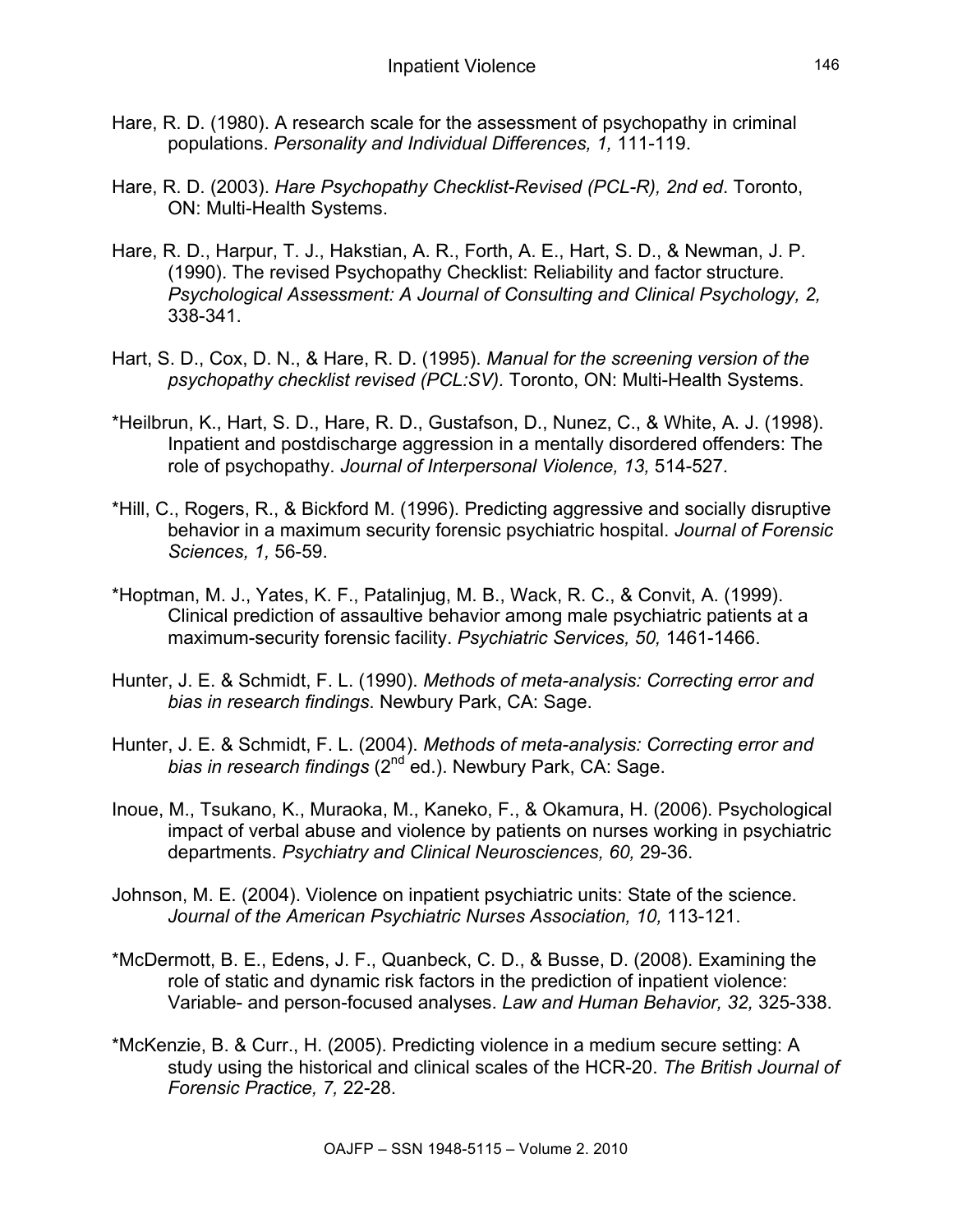Hare, R. D. (1980). A research scale for the assessment of psychopathy in criminal populations. *Personality and Individual Differences, 1,* 111-119.

Hare, R. D. (2003). *Hare Psychopathy Checklist-Revised (PCL-R), 2nd ed*. Toronto, ON: Multi-Health Systems.

Hare, R. D., Harpur, T. J., Hakstian, A. R., Forth, A. E., Hart, S. D., & Newman, J. P. (1990). The revised Psychopathy Checklist: Reliability and factor structure. *Psychological Assessment: A Journal of Consulting and Clinical Psychology, 2,* 338-341.

Hart, S. D., Cox, D. N., & Hare, R. D. (1995). *Manual for the screening version of the psychopathy checklist revised (PCL:SV).* Toronto, ON: Multi-Health Systems.

*Heilbrun, K., Hart, S. D., Hare, R. D., Gustafson, D., Nunez, C., & White, A. J. (1998). Inpatient and postdischarge aggression in a mentally disordered offenders: The role of psychopathy. *Journal of Interpersonal Violence, 13,* 514-527.

*Hill, C., Rogers, R., & Bickford M. (1996). Predicting aggressive and socially disruptive behavior in a maximum security forensic psychiatric hospital. *Journal of Forensic Sciences, 1,* 56-59.

*Hoptman, M. J., Yates, K. F., Patalinjug, M. B., Wack, R. C., & Convit, A. (1999). Clinical prediction of assaultive behavior among male psychiatric patients at a maximum-security forensic facility. *Psychiatric Services, 50,* 1461-1466.

Hunter, J. E. & Schmidt, F. L. (1990). *Methods of meta-analysis: Correcting error and bias in research findings*. Newbury Park, CA: Sage.

Hunter, J. E. & Schmidt, F. L. (2004). *Methods of meta-analysis: Correcting error and bias in research findings* (2nd ed.). Newbury Park, CA: Sage.

Inoue, M., Tsukano, K., Muraoka, M., Kaneko, F., & Okamura, H. (2006). Psychological impact of verbal abuse and violence by patients on nurses working in psychiatric departments. *Psychiatry and Clinical Neurosciences, 60,* 29-36.

Johnson, M. E. (2004). Violence on inpatient psychiatric units: State of the science. *Journal of the American Psychiatric Nurses Association, 10,* 113-121.

*McDermott, B. E., Edens, J. F., Quanbeck, C. D., & Busse, D. (2008). Examining the role of static and dynamic risk factors in the prediction of inpatient violence: Variable- and person-focused analyses. *Law and Human Behavior, 32,* 325-338.

*McKenzie, B. & Curr., H. (2005). Predicting violence in a medium secure setting: A study using the historical and clinical scales of the HCR-20. *The British Journal of Forensic Practice, 7,* 22-28.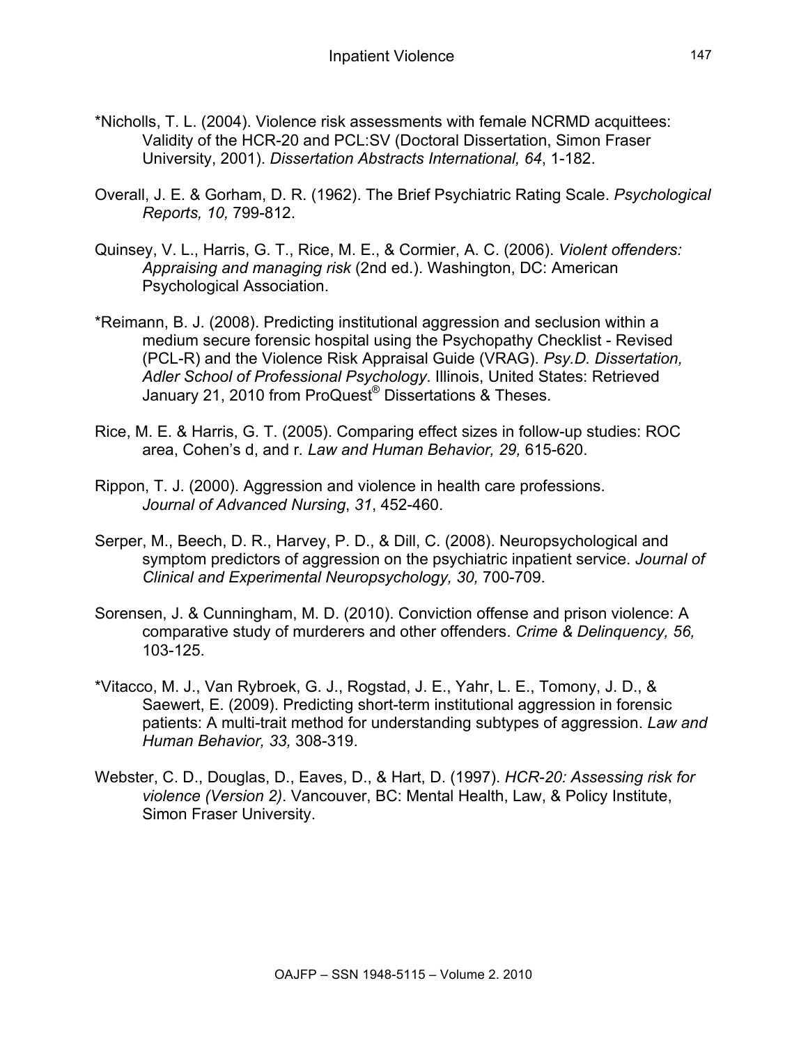*Nicholls, T. L. (2004). Violence risk assessments with female NCRMD acquittees: Validity of the HCR-20 and PCL:SV (Doctoral Dissertation, Simon Fraser University, 2001). *Dissertation Abstracts International, 64*, 1-182.

Overall, J. E. & Gorham, D. R. (1962). The Brief Psychiatric Rating Scale. *Psychological Reports, 10,* 799-812.

Quinsey, V. L., Harris, G. T., Rice, M. E., & Cormier, A. C. (2006). *Violent offenders: Appraising and managing risk* (2nd ed.). Washington, DC: American Psychological Association.

*Reimann, B. J. (2008). Predicting institutional aggression and seclusion within a medium secure forensic hospital using the Psychopathy Checklist - Revised (PCL-R) and the Violence Risk Appraisal Guide (VRAG). *Psy.D. Dissertation, Adler School of Professional Psychology*. Illinois, United States: Retrieved January 21, 2010 from ProQuest® Dissertations & Theses.

Rice, M. E. & Harris, G. T. (2005). Comparing effect sizes in follow-up studies: ROC area, Cohen's d, and r. *Law and Human Behavior, 29,* 615-620.

Rippon, T. J. (2000). Aggression and violence in health care professions. *Journal of Advanced Nursing*, *31*, 452-460.

Serper, M., Beech, D. R., Harvey, P. D., & Dill, C. (2008). Neuropsychological and symptom predictors of aggression on the psychiatric inpatient service. *Journal of Clinical and Experimental Neuropsychology, 30,* 700-709.

Sorensen, J. & Cunningham, M. D. (2010). Conviction offense and prison violence: A comparative study of murderers and other offenders. *Crime & Delinquency, 56,* 103-125.

*Vitacco, M. J., Van Rybroek, G. J., Rogstad, J. E., Yahr, L. E., Tomony, J. D., & Saewert, E. (2009). Predicting short-term institutional aggression in forensic patients: A multi-trait method for understanding subtypes of aggression. *Law and Human Behavior, 33,* 308-319.

Webster, C. D., Douglas, D., Eaves, D., & Hart, D. (1997). *HCR-20: Assessing risk for violence (Version 2)*. Vancouver, BC: Mental Health, Law, & Policy Institute, Simon Fraser University.